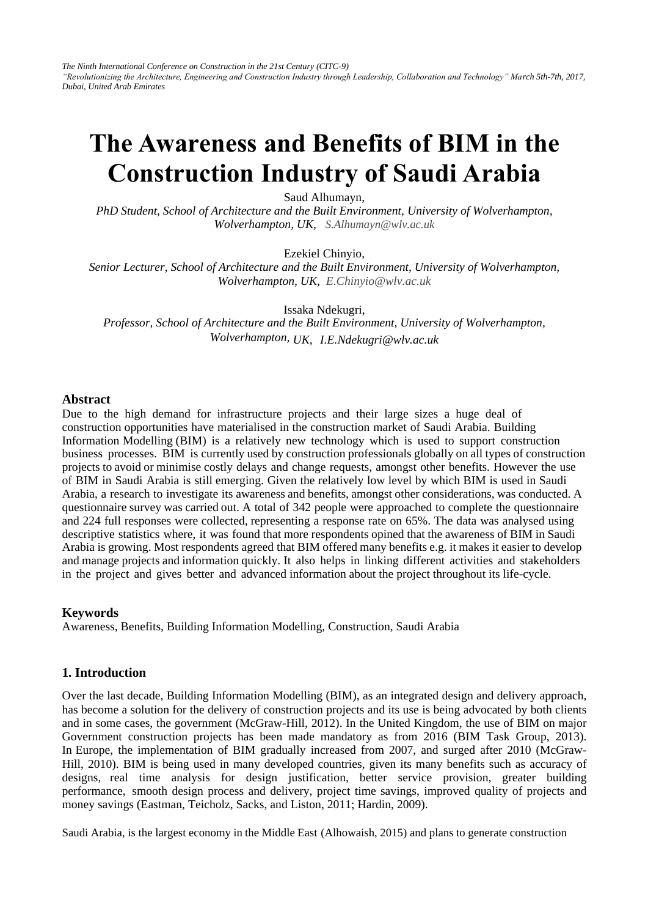# The Awareness and Benefits of BIM in the Construction Industry of Saudi Arabia

Saud Alhumayn,
*PhD Student, School of Architecture and the Built Environment, University of Wolverhampton, Wolverhampton, UK,* *S.Alhumayn@wlv.ac.uk*

Ezekiel Chinyio,
*Senior Lecturer, School of Architecture and the Built Environment, University of Wolverhampton, Wolverhampton, UK,* *E.Chinyio@wlv.ac.uk*

Issaka Ndekugri,
*Professor, School of Architecture and the Built Environment, University of Wolverhampton, Wolverhampton, UK,* *I.E.Ndekugri@wlv.ac.uk*

## Abstract

Due to the high demand for infrastructure projects and their large sizes a huge deal of construction opportunities have materialised in the construction market of Saudi Arabia. Building Information Modelling (BIM) is a relatively new technology which is used to support construction business processes. BIM is currently used by construction professionals globally on all types of construction projects to avoid or minimise costly delays and change requests, amongst other benefits. However the use of BIM in Saudi Arabia is still emerging. Given the relatively low level by which BIM is used in Saudi Arabia, a research to investigate its awareness and benefits, amongst other considerations, was conducted. A questionnaire survey was carried out. A total of 342 people were approached to complete the questionnaire and 224 full responses were collected, representing a response rate on 65%. The data was analysed using descriptive statistics where, it was found that more respondents opined that the awareness of BIM in Saudi Arabia is growing. Most respondents agreed that BIM offered many benefits e.g. it makes it easier to develop and manage projects and information quickly. It also helps in linking different activities and stakeholders in the project and gives better and advanced information about the project throughout its life-cycle.

## Keywords

Awareness, Benefits, Building Information Modelling, Construction, Saudi Arabia

## 1. Introduction

Over the last decade, Building Information Modelling (BIM), as an integrated design and delivery approach, has become a solution for the delivery of construction projects and its use is being advocated by both clients and in some cases, the government (McGraw-Hill, 2012). In the United Kingdom, the use of BIM on major Government construction projects has been made mandatory as from 2016 (BIM Task Group, 2013). In Europe, the implementation of BIM gradually increased from 2007, and surged after 2010 (McGraw-Hill, 2010). BIM is being used in many developed countries, given its many benefits such as accuracy of designs, real time analysis for design justification, better service provision, greater building performance, smooth design process and delivery, project time savings, improved quality of projects and money savings (Eastman, Teicholz, Sacks, and Liston, 2011; Hardin, 2009).

Saudi Arabia, is the largest economy in the Middle East (Alhowaish, 2015) and plans to generate construction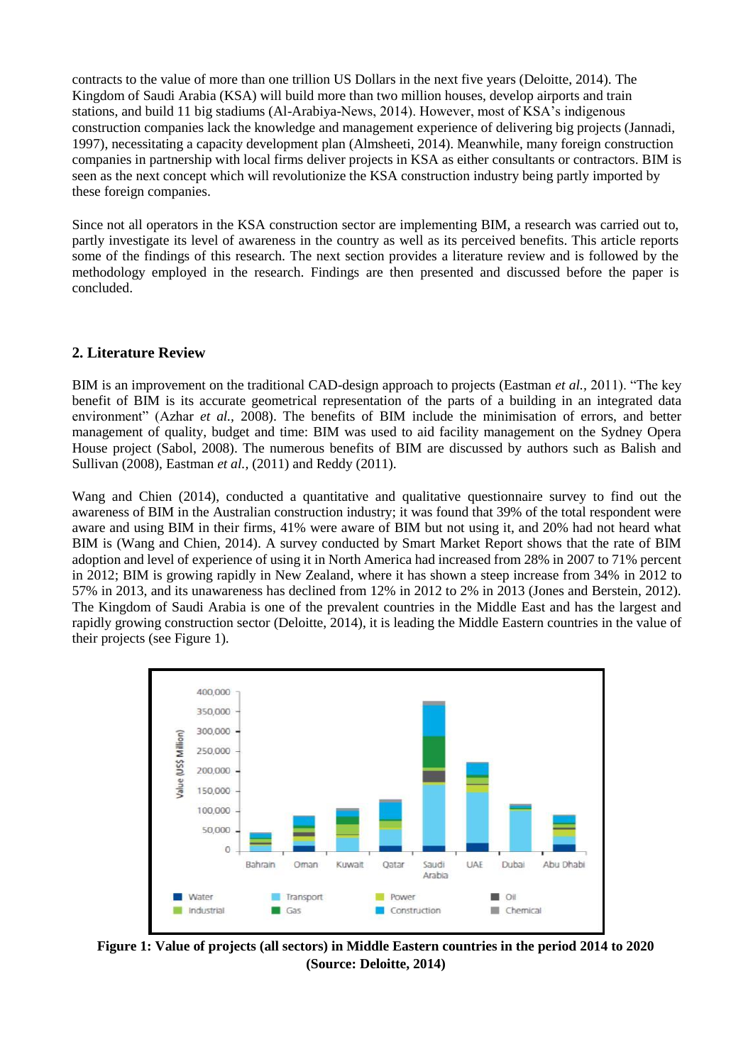contracts to the value of more than one trillion US Dollars in the next five years (Deloitte, 2014). The Kingdom of Saudi Arabia (KSA) will build more than two million houses, develop airports and train stations, and build 11 big stadiums (Al-Arabiya-News, 2014). However, most of KSA's indigenous construction companies lack the knowledge and management experience of delivering big projects (Jannadi, 1997), necessitating a capacity development plan (Almsheeti, 2014). Meanwhile, many foreign construction companies in partnership with local firms deliver projects in KSA as either consultants or contractors. BIM is seen as the next concept which will revolutionize the KSA construction industry being partly imported by these foreign companies.

Since not all operators in the KSA construction sector are implementing BIM, a research was carried out to, partly investigate its level of awareness in the country as well as its perceived benefits. This article reports some of the findings of this research. The next section provides a literature review and is followed by the methodology employed in the research. Findings are then presented and discussed before the paper is concluded.

## 2. Literature Review

BIM is an improvement on the traditional CAD-design approach to projects (Eastman *et al.*, 2011). "The key benefit of BIM is its accurate geometrical representation of the parts of a building in an integrated data environment" (Azhar *et al.,* 2008). The benefits of BIM include the minimisation of errors, and better management of quality, budget and time: BIM was used to aid facility management on the Sydney Opera House project (Sabol, 2008). The numerous benefits of BIM are discussed by authors such as Balish and Sullivan (2008), Eastman *et al.*, (2011) and Reddy (2011).

Wang and Chien (2014), conducted a quantitative and qualitative questionnaire survey to find out the awareness of BIM in the Australian construction industry; it was found that 39% of the total respondent were aware and using BIM in their firms, 41% were aware of BIM but not using it, and 20% had not heard what BIM is (Wang and Chien, 2014). A survey conducted by Smart Market Report shows that the rate of BIM adoption and level of experience of using it in North America had increased from 28% in 2007 to 71% percent in 2012; BIM is growing rapidly in New Zealand, where it has shown a steep increase from 34% in 2012 to 57% in 2013, and its unawareness has declined from 12% in 2012 to 2% in 2013 (Jones and Berstein, 2012). The Kingdom of Saudi Arabia is one of the prevalent countries in the Middle East and has the largest and rapidly growing construction sector (Deloitte, 2014), it is leading the Middle Eastern countries in the value of their projects (see Figure 1).

**Figure 1: Value of projects (all sectors) in Middle Eastern countries in the period 2014 to 2020 (Source: Deloitte, 2014)**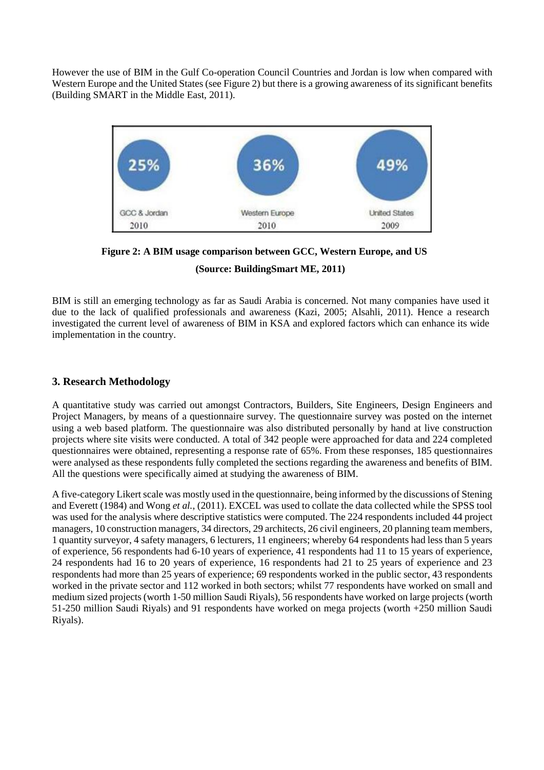However the use of BIM in the Gulf Co-operation Council Countries and Jordan is low when compared with Western Europe and the United States (see Figure 2) but there is a growing awareness of its significant benefits (Building SMART in the Middle East, 2011).

| 25% | 36% | 49% |
| --- | --- | --- |
| GCC & Jordan 2010 | Western Europe 2010 | United States 2009 |

**Figure 2: A BIM usage comparison between GCC, Western Europe, and US**

**(Source: BuildingSmart ME, 2011)**

BIM is still an emerging technology as far as Saudi Arabia is concerned. Not many companies have used it due to the lack of qualified professionals and awareness (Kazi, 2005; Alsahli, 2011). Hence a research investigated the current level of awareness of BIM in KSA and explored factors which can enhance its wide implementation in the country.

## 3. Research Methodology

A quantitative study was carried out amongst Contractors, Builders, Site Engineers, Design Engineers and Project Managers, by means of a questionnaire survey. The questionnaire survey was posted on the internet using a web based platform. The questionnaire was also distributed personally by hand at live construction projects where site visits were conducted. A total of 342 people were approached for data and 224 completed questionnaires were obtained, representing a response rate of 65%. From these responses, 185 questionnaires were analysed as these respondents fully completed the sections regarding the awareness and benefits of BIM. All the questions were specifically aimed at studying the awareness of BIM.

A five-category Likert scale was mostly used in the questionnaire, being informed by the discussions of Stening and Everett (1984) and Wong *et al.*, (2011). EXCEL was used to collate the data collected while the SPSS tool was used for the analysis where descriptive statistics were computed. The 224 respondents included 44 project managers, 10 construction managers, 34 directors, 29 architects, 26 civil engineers, 20 planning team members, 1 quantity surveyor, 4 safety managers, 6 lecturers, 11 engineers; whereby 64 respondents had less than 5 years of experience, 56 respondents had 6-10 years of experience, 41 respondents had 11 to 15 years of experience, 24 respondents had 16 to 20 years of experience, 16 respondents had 21 to 25 years of experience and 23 respondents had more than 25 years of experience; 69 respondents worked in the public sector, 43 respondents worked in the private sector and 112 worked in both sectors; whilst 77 respondents have worked on small and medium sized projects (worth 1-50 million Saudi Riyals), 56 respondents have worked on large projects (worth 51-250 million Saudi Riyals) and 91 respondents have worked on mega projects (worth +250 million Saudi Riyals).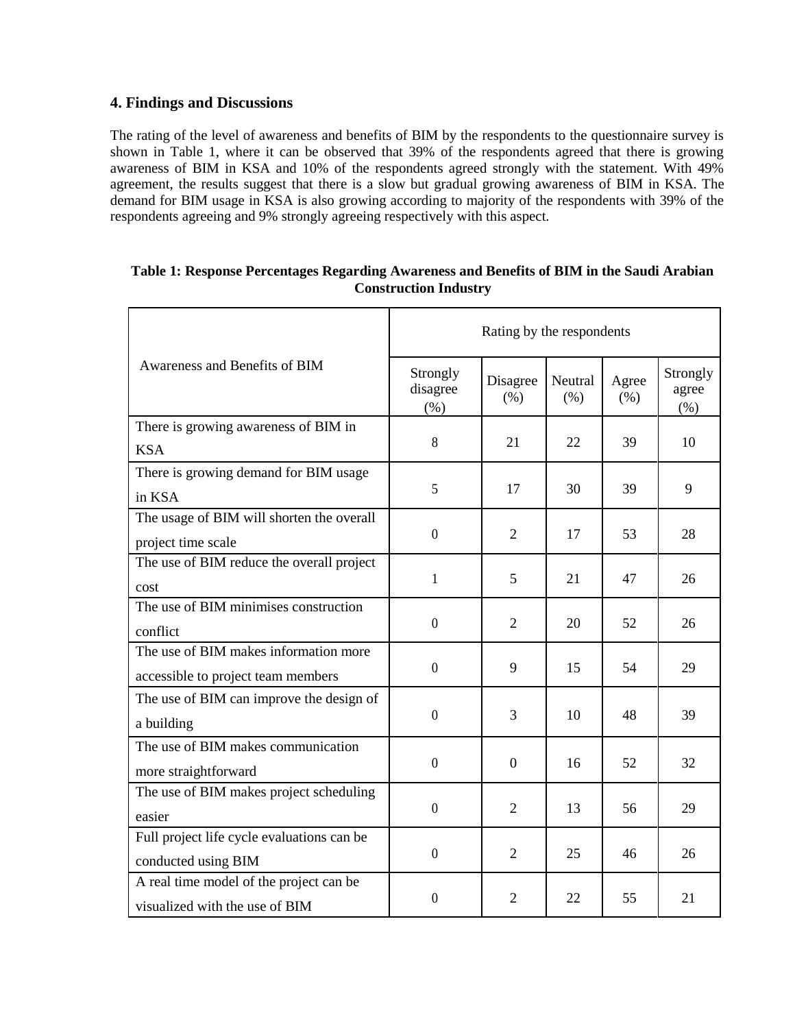## 4. Findings and Discussions

The rating of the level of awareness and benefits of BIM by the respondents to the questionnaire survey is shown in Table 1, where it can be observed that 39% of the respondents agreed that there is growing awareness of BIM in KSA and 10% of the respondents agreed strongly with the statement. With 49% agreement, the results suggest that there is a slow but gradual growing awareness of BIM in KSA. The demand for BIM usage in KSA is also growing according to majority of the respondents with 39% of the respondents agreeing and 9% strongly agreeing respectively with this aspect.

**Table 1: Response Percentages Regarding Awareness and Benefits of BIM in the Saudi Arabian Construction Industry**

| Awareness and Benefits of BIM | Rating by the respondents | | | | |
|---|---|---|---|---|---|
| | Strongly disagree (%) | Disagree (%) | Neutral (%) | Agree (%) | Strongly agree (%) |
| There is growing awareness of BIM in KSA | 8 | 21 | 22 | 39 | 10 |
| There is growing demand for BIM usage in KSA | 5 | 17 | 30 | 39 | 9 |
| The usage of BIM will shorten the overall project time scale | 0 | 2 | 17 | 53 | 28 |
| The use of BIM reduce the overall project cost | 1 | 5 | 21 | 47 | 26 |
| The use of BIM minimises construction conflict | 0 | 2 | 20 | 52 | 26 |
| The use of BIM makes information more accessible to project team members | 0 | 9 | 15 | 54 | 29 |
| The use of BIM can improve the design of a building | 0 | 3 | 10 | 48 | 39 |
| The use of BIM makes communication more straightforward | 0 | 0 | 16 | 52 | 32 |
| The use of BIM makes project scheduling easier | 0 | 2 | 13 | 56 | 29 |
| Full project life cycle evaluations can be conducted using BIM | 0 | 2 | 25 | 46 | 26 |
| A real time model of the project can be visualized with the use of BIM | 0 | 2 | 22 | 55 | 21 |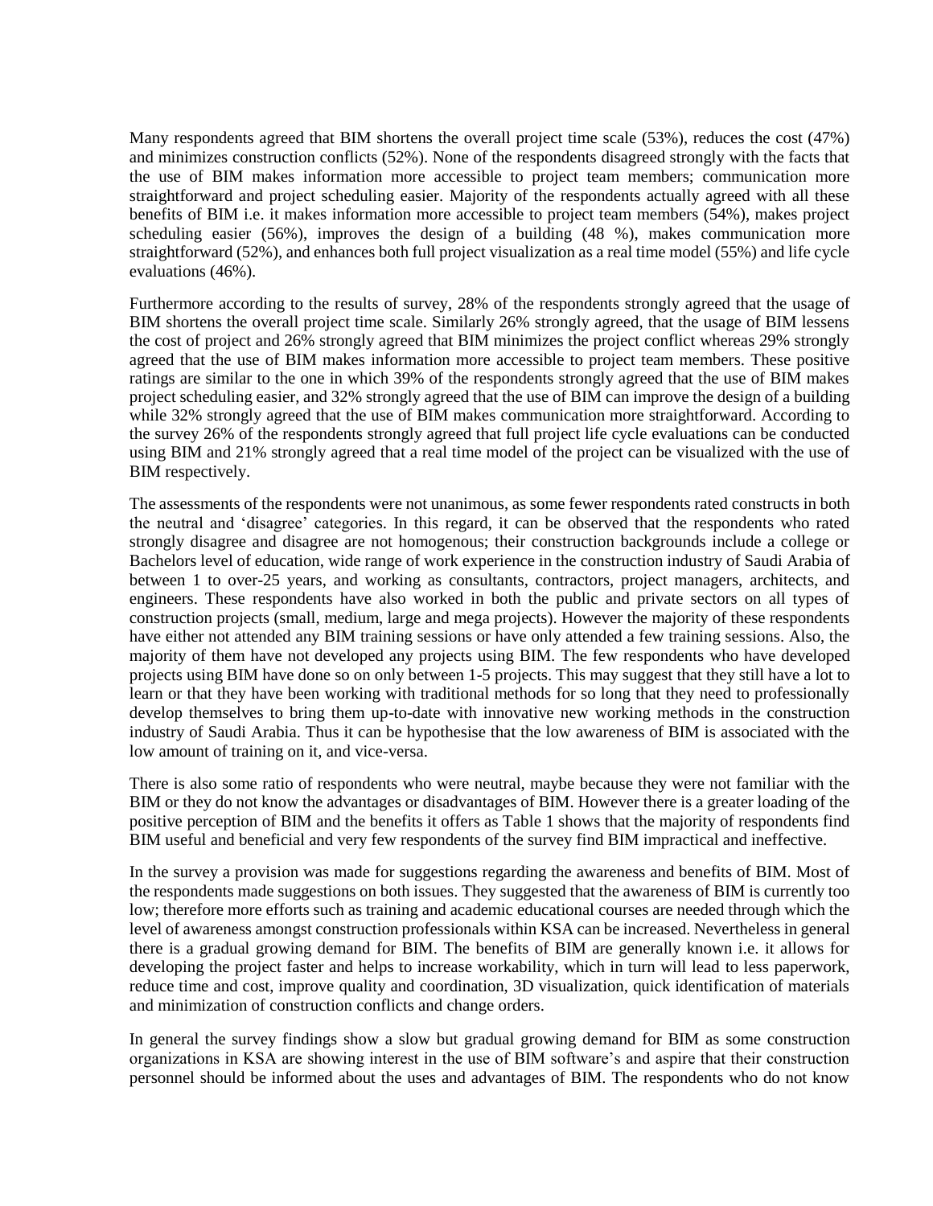Many respondents agreed that BIM shortens the overall project time scale (53%), reduces the cost (47%) and minimizes construction conflicts (52%). None of the respondents disagreed strongly with the facts that the use of BIM makes information more accessible to project team members; communication more straightforward and project scheduling easier. Majority of the respondents actually agreed with all these benefits of BIM i.e. it makes information more accessible to project team members (54%), makes project scheduling easier (56%), improves the design of a building (48 %), makes communication more straightforward (52%), and enhances both full project visualization as a real time model (55%) and life cycle evaluations (46%).

Furthermore according to the results of survey, 28% of the respondents strongly agreed that the usage of BIM shortens the overall project time scale. Similarly 26% strongly agreed, that the usage of BIM lessens the cost of project and 26% strongly agreed that BIM minimizes the project conflict whereas 29% strongly agreed that the use of BIM makes information more accessible to project team members. These positive ratings are similar to the one in which 39% of the respondents strongly agreed that the use of BIM makes project scheduling easier, and 32% strongly agreed that the use of BIM can improve the design of a building while 32% strongly agreed that the use of BIM makes communication more straightforward. According to the survey 26% of the respondents strongly agreed that full project life cycle evaluations can be conducted using BIM and 21% strongly agreed that a real time model of the project can be visualized with the use of BIM respectively.

The assessments of the respondents were not unanimous, as some fewer respondents rated constructs in both the neutral and 'disagree' categories. In this regard, it can be observed that the respondents who rated strongly disagree and disagree are not homogenous; their construction backgrounds include a college or Bachelors level of education, wide range of work experience in the construction industry of Saudi Arabia of between 1 to over-25 years, and working as consultants, contractors, project managers, architects, and engineers. These respondents have also worked in both the public and private sectors on all types of construction projects (small, medium, large and mega projects). However the majority of these respondents have either not attended any BIM training sessions or have only attended a few training sessions. Also, the majority of them have not developed any projects using BIM. The few respondents who have developed projects using BIM have done so on only between 1-5 projects. This may suggest that they still have a lot to learn or that they have been working with traditional methods for so long that they need to professionally develop themselves to bring them up-to-date with innovative new working methods in the construction industry of Saudi Arabia. Thus it can be hypothesise that the low awareness of BIM is associated with the low amount of training on it, and vice-versa.

There is also some ratio of respondents who were neutral, maybe because they were not familiar with the BIM or they do not know the advantages or disadvantages of BIM. However there is a greater loading of the positive perception of BIM and the benefits it offers as Table 1 shows that the majority of respondents find BIM useful and beneficial and very few respondents of the survey find BIM impractical and ineffective.

In the survey a provision was made for suggestions regarding the awareness and benefits of BIM. Most of the respondents made suggestions on both issues. They suggested that the awareness of BIM is currently too low; therefore more efforts such as training and academic educational courses are needed through which the level of awareness amongst construction professionals within KSA can be increased. Nevertheless in general there is a gradual growing demand for BIM. The benefits of BIM are generally known i.e. it allows for developing the project faster and helps to increase workability, which in turn will lead to less paperwork, reduce time and cost, improve quality and coordination, 3D visualization, quick identification of materials and minimization of construction conflicts and change orders.

In general the survey findings show a slow but gradual growing demand for BIM as some construction organizations in KSA are showing interest in the use of BIM software's and aspire that their construction personnel should be informed about the uses and advantages of BIM. The respondents who do not know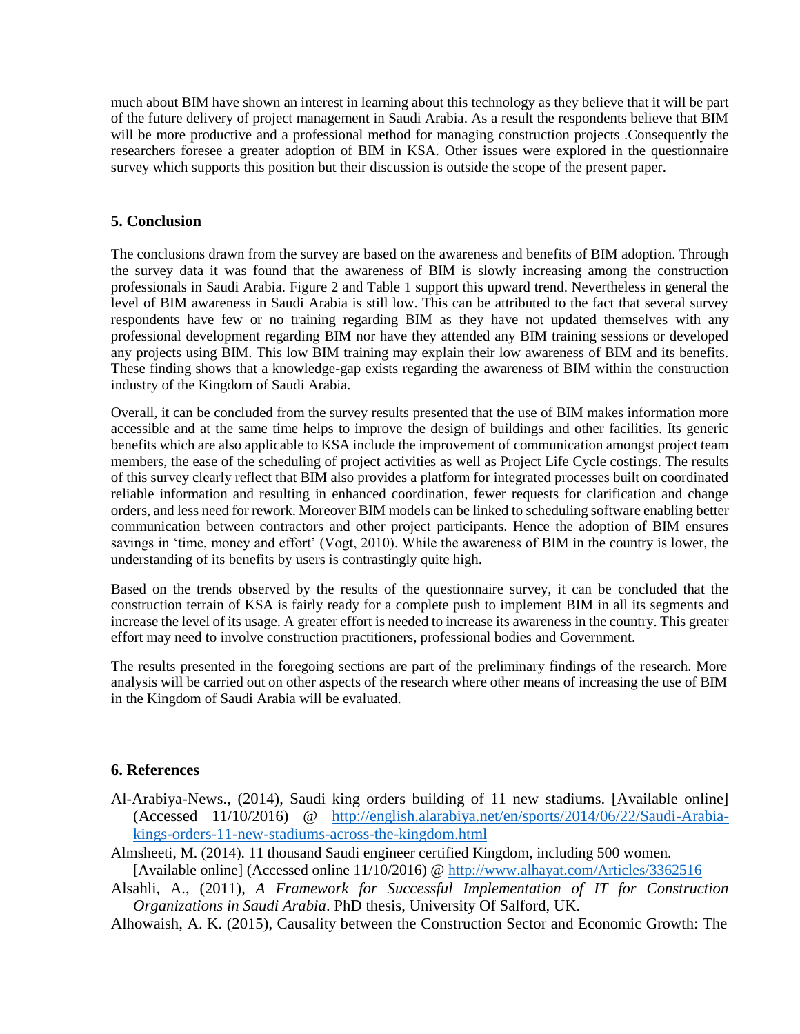much about BIM have shown an interest in learning about this technology as they believe that it will be part of the future delivery of project management in Saudi Arabia. As a result the respondents believe that BIM will be more productive and a professional method for managing construction projects .Consequently the researchers foresee a greater adoption of BIM in KSA. Other issues were explored in the questionnaire survey which supports this position but their discussion is outside the scope of the present paper.

## 5. Conclusion

The conclusions drawn from the survey are based on the awareness and benefits of BIM adoption. Through the survey data it was found that the awareness of BIM is slowly increasing among the construction professionals in Saudi Arabia. Figure 2 and Table 1 support this upward trend. Nevertheless in general the level of BIM awareness in Saudi Arabia is still low. This can be attributed to the fact that several survey respondents have few or no training regarding BIM as they have not updated themselves with any professional development regarding BIM nor have they attended any BIM training sessions or developed any projects using BIM. This low BIM training may explain their low awareness of BIM and its benefits. These finding shows that a knowledge-gap exists regarding the awareness of BIM within the construction industry of the Kingdom of Saudi Arabia.

Overall, it can be concluded from the survey results presented that the use of BIM makes information more accessible and at the same time helps to improve the design of buildings and other facilities. Its generic benefits which are also applicable to KSA include the improvement of communication amongst project team members, the ease of the scheduling of project activities as well as Project Life Cycle costings. The results of this survey clearly reflect that BIM also provides a platform for integrated processes built on coordinated reliable information and resulting in enhanced coordination, fewer requests for clarification and change orders, and less need for rework. Moreover BIM models can be linked to scheduling software enabling better communication between contractors and other project participants. Hence the adoption of BIM ensures savings in 'time, money and effort' (Vogt, 2010). While the awareness of BIM in the country is lower, the understanding of its benefits by users is contrastingly quite high.

Based on the trends observed by the results of the questionnaire survey, it can be concluded that the construction terrain of KSA is fairly ready for a complete push to implement BIM in all its segments and increase the level of its usage. A greater effort is needed to increase its awareness in the country. This greater effort may need to involve construction practitioners, professional bodies and Government.

The results presented in the foregoing sections are part of the preliminary findings of the research. More analysis will be carried out on other aspects of the research where other means of increasing the use of BIM in the Kingdom of Saudi Arabia will be evaluated.

## 6. References

Al-Arabiya-News., (2014), Saudi king orders building of 11 new stadiums. [Available online] (Accessed 11/10/2016) @ http://english.alarabiya.net/en/sports/2014/06/22/Saudi-Arabia-kings-orders-11-new-stadiums-across-the-kingdom.html

Almsheeti, M. (2014). 11 thousand Saudi engineer certified Kingdom, including 500 women. [Available online] (Accessed online 11/10/2016) @ http://www.alhayat.com/Articles/3362516

Alsahli, A., (2011), *A Framework for Successful Implementation of IT for Construction Organizations in Saudi Arabia*. PhD thesis, University Of Salford, UK.

Alhowaish, A. K. (2015), Causality between the Construction Sector and Economic Growth: The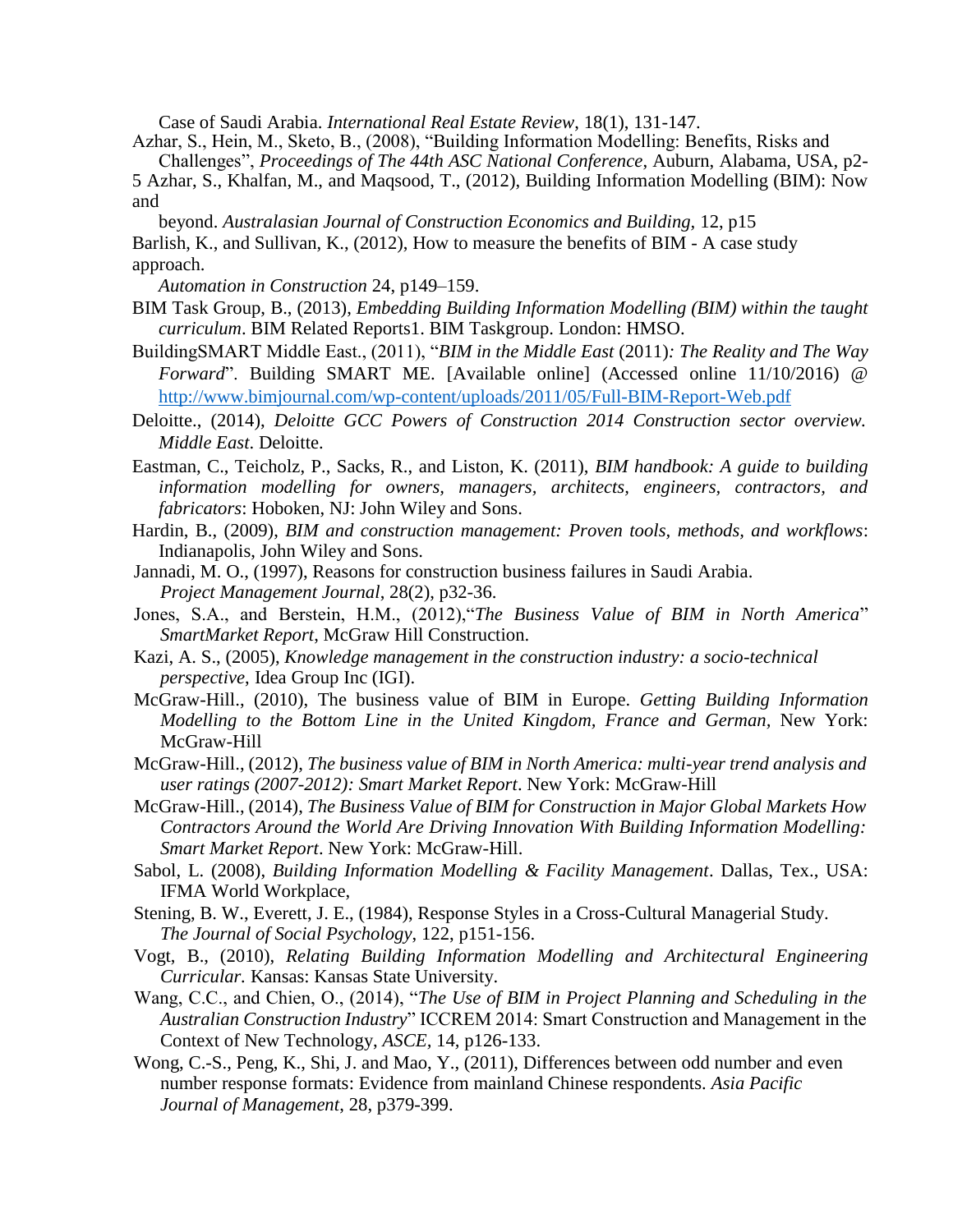Case of Saudi Arabia. *International Real Estate Review*, 18(1), 131-147.

Azhar, S., Hein, M., Sketo, B., (2008), "Building Information Modelling: Benefits, Risks and Challenges", *Proceedings of The 44th ASC National Conference*, Auburn, Alabama, USA, p2-5

Azhar, S., Khalfan, M., and Maqsood, T., (2012), Building Information Modelling (BIM): Now and beyond. *Australasian Journal of Construction Economics and Building*, 12, p15

Barlish, K., and Sullivan, K., (2012), How to measure the benefits of BIM - A case study approach. *Automation in Construction* 24, p149–159.

BIM Task Group, B., (2013), *Embedding Building Information Modelling (BIM) within the taught curriculum*. BIM Related Reports1. BIM Taskgroup. London: HMSO.

BuildingSMART Middle East., (2011), "*BIM in the Middle East* (2011)*: The Reality and The Way Forward*". Building SMART ME. [Available online] (Accessed online 11/10/2016) @ http://www.bimjournal.com/wp-content/uploads/2011/05/Full-BIM-Report-Web.pdf

Deloitte., (2014), *Deloitte GCC Powers of Construction 2014 Construction sector overview. Middle East*. Deloitte.

Eastman, C., Teicholz, P., Sacks, R., and Liston, K. (2011), *BIM handbook: A guide to building information modelling for owners, managers, architects, engineers, contractors, and fabricators*: Hoboken, NJ: John Wiley and Sons.

Hardin, B., (2009), *BIM and construction management: Proven tools, methods, and workflows*: Indianapolis, John Wiley and Sons.

Jannadi, M. O., (1997), Reasons for construction business failures in Saudi Arabia. *Project Management Journal*, 28(2), p32-36.

Jones, S.A., and Berstein, H.M., (2012),"*The Business Value of BIM in North America*" *SmartMarket Report*, McGraw Hill Construction.

Kazi, A. S., (2005), *Knowledge management in the construction industry: a socio-technical perspective*, Idea Group Inc (IGI).

McGraw-Hill., (2010), The business value of BIM in Europe. *Getting Building Information Modelling to the Bottom Line in the United Kingdom, France and German*, New York: McGraw-Hill

McGraw-Hill., (2012), *The business value of BIM in North America: multi-year trend analysis and user ratings (2007-2012): Smart Market Report*. New York: McGraw-Hill

McGraw-Hill., (2014), *The Business Value of BIM for Construction in Major Global Markets How Contractors Around the World Are Driving Innovation With Building Information Modelling: Smart Market Report*. New York: McGraw-Hill.

Sabol, L. (2008), *Building Information Modelling & Facility Management*. Dallas, Tex., USA: IFMA World Workplace,

Stening, B. W., Everett, J. E., (1984), Response Styles in a Cross-Cultural Managerial Study. *The Journal of Social Psychology*, 122, p151-156.

Vogt, B., (2010), *Relating Building Information Modelling and Architectural Engineering Curricular*. Kansas: Kansas State University.

Wang, C.C., and Chien, O., (2014), "*The Use of BIM in Project Planning and Scheduling in the Australian Construction Industry*" ICCREM 2014: Smart Construction and Management in the Context of New Technology, *ASCE*, 14, p126-133.

Wong, C.-S., Peng, K., Shi, J. and Mao, Y., (2011), Differences between odd number and even number response formats: Evidence from mainland Chinese respondents. *Asia Pacific Journal of Management*, 28, p379-399.